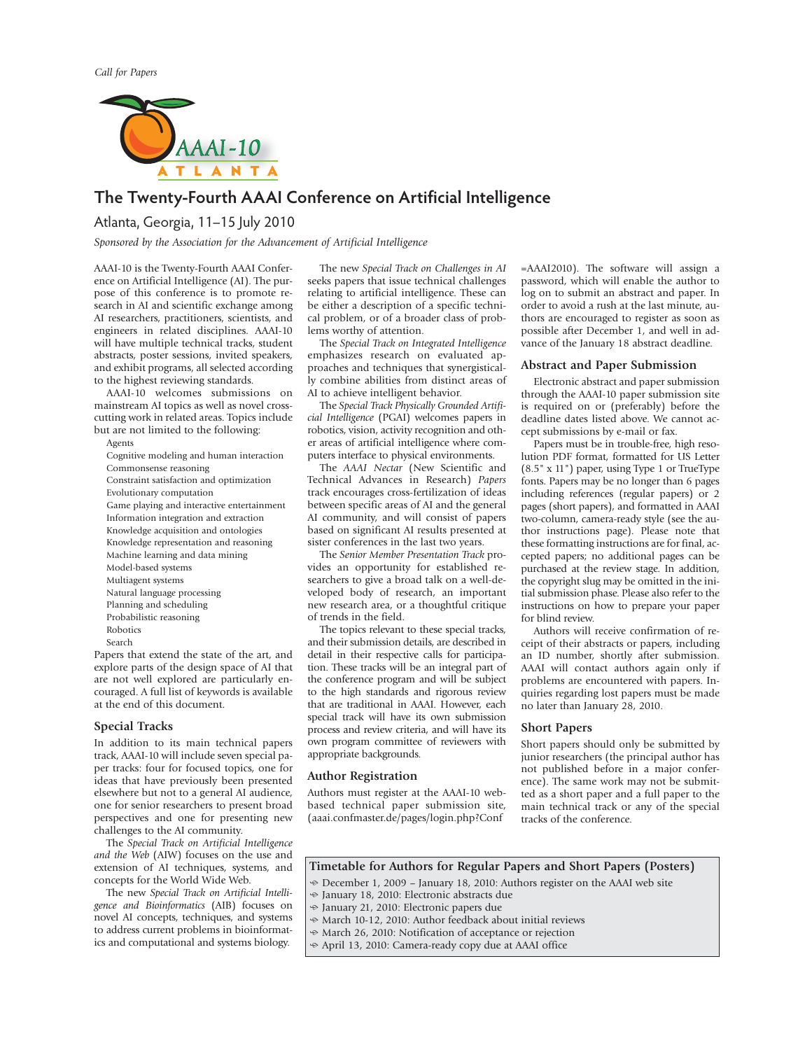Call for Papers

AAAI-10 ATLANTA

# The Twenty-Fourth AAAI Conference on Artificial Intelligence

## Atlanta, Georgia, 11–15 July 2010

*Sponsored by the Association for the Advancement of Artificial Intelligence*

AAAI-10 is the Twenty-Fourth AAAI Conference on Artificial Intelligence (AI). The purpose of this conference is to promote research in AI and scientific exchange among AI researchers, practitioners, scientists, and engineers in related disciplines. AAAI-10 will have multiple technical tracks, student abstracts, poster sessions, invited speakers, and exhibit programs, all selected according to the highest reviewing standards.

AAAI-10 welcomes submissions on mainstream AI topics as well as novel crosscutting work in related areas. Topics include but are not limited to the following:

- Agents
- Cognitive modeling and human interaction
- Commonsense reasoning
- Constraint satisfaction and optimization
- Evolutionary computation
- Game playing and interactive entertainment
- Information integration and extraction
- Knowledge acquisition and ontologies
- Knowledge representation and reasoning
- Machine learning and data mining
- Model-based systems
- Multiagent systems
- Natural language processing
- Planning and scheduling
- Probabilistic reasoning
- Robotics
- Search

Papers that extend the state of the art, and explore parts of the design space of AI that are not well explored are particularly encouraged. A full list of keywords is available at the end of this document.

### Special Tracks

In addition to its main technical papers track, AAAI-10 will include seven special paper tracks: four for focused topics, one for ideas that have previously been presented elsewhere but not to a general AI audience, one for senior researchers to present broad perspectives and one for presenting new challenges to the AI community.

The *Special Track on Artificial Intelligence and the Web* (AIW) focuses on the use and extension of AI techniques, systems, and concepts for the World Wide Web.

The new *Special Track on Artificial Intelligence and Bioinformatics* (AIB) focuses on novel AI concepts, techniques, and systems to address current problems in bioinformatics and computational and systems biology.

The new *Special Track on Challenges in AI* seeks papers that issue technical challenges relating to artificial intelligence. These can be either a description of a specific technical problem, or of a broader class of problems worthy of attention.

The *Special Track on Integrated Intelligence* emphasizes research on evaluated approaches and techniques that synergistically combine abilities from distinct areas of AI to achieve intelligent behavior.

The *Special Track Physically Grounded Artificial Intelligence* (PGAI) welcomes papers in robotics, vision, activity recognition and other areas of artificial intelligence where computers interface to physical environments.

The *AAAI Nectar* (New Scientific and Technical Advances in Research) *Papers* track encourages cross-fertilization of ideas between specific areas of AI and the general AI community, and will consist of papers based on significant AI results presented at sister conferences in the last two years.

The *Senior Member Presentation Track* provides an opportunity for established researchers to give a broad talk on a well-developed body of research, an important new research area, or a thoughtful critique of trends in the field.

The topics relevant to these special tracks, and their submission details, are described in detail in their respective calls for participation. These tracks will be an integral part of the conference program and will be subject to the high standards and rigorous review that are traditional in AAAI. However, each special track will have its own submission process and review criteria, and will have its own program committee of reviewers with appropriate backgrounds.

### Author Registration

Authors must register at the AAAI-10 web-based technical paper submission site, (aaai.confmaster.de/pages/login.php?Conf=AAAI2010). The software will assign a password, which will enable the author to log on to submit an abstract and paper. In order to avoid a rush at the last minute, authors are encouraged to register as soon as possible after December 1, and well in advance of the January 18 abstract deadline.

### Abstract and Paper Submission

Electronic abstract and paper submission through the AAAI-10 paper submission site is required on or (preferably) before the deadline dates listed above. We cannot accept submissions by e-mail or fax.

Papers must be in trouble-free, high resolution PDF format, formatted for US Letter (8.5" x 11") paper, using Type 1 or TrueType fonts. Papers may be no longer than 6 pages including references (regular papers) or 2 pages (short papers), and formatted in AAAI two-column, camera-ready style (see the author instructions page). Please note that these formatting instructions are for final, accepted papers; no additional pages can be purchased at the review stage. In addition, the copyright slug may be omitted in the initial submission phase. Please also refer to the instructions on how to prepare your paper for blind review.

Authors will receive confirmation of receipt of their abstracts or papers, including an ID number, shortly after submission. AAAI will contact authors again only if problems are encountered with papers. Inquiries regarding lost papers must be made no later than January 28, 2010.

### Short Papers

Short papers should only be submitted by junior researchers (the principal author has not published before in a major conference). The same work may not be submitted as a short paper and a full paper to the main technical track or any of the special tracks of the conference.

### Timetable for Authors for Regular Papers and Short Papers (Posters)

- December 1, 2009 – January 18, 2010: Authors register on the AAAI web site
- January 18, 2010: Electronic abstracts due
- January 21, 2010: Electronic papers due
- March 10-12, 2010: Author feedback about initial reviews
- March 26, 2010: Notification of acceptance or rejection
- April 13, 2010: Camera-ready copy due at AAAI office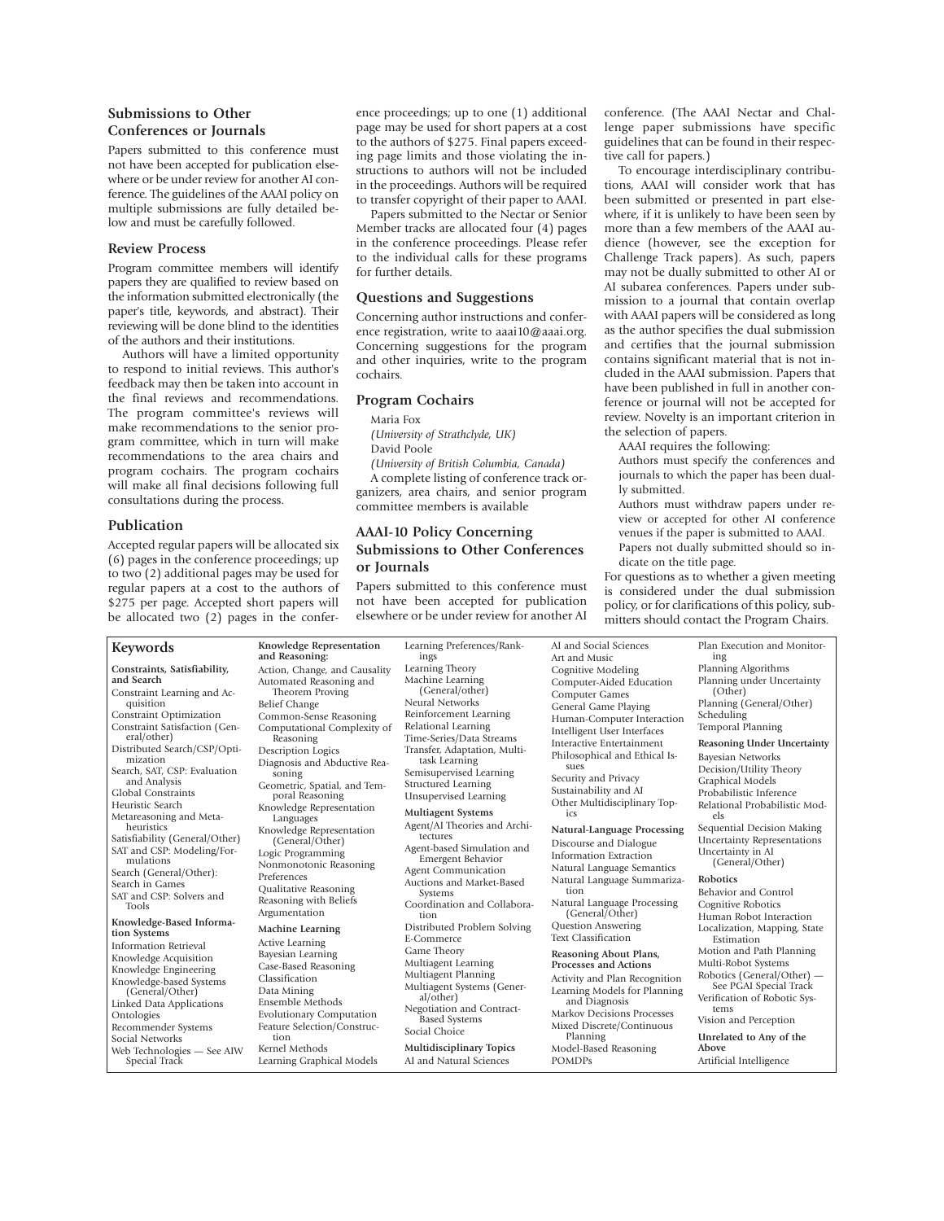## Submissions to Other Conferences or Journals

Papers submitted to this conference must not have been accepted for publication elsewhere or be under review for another AI conference. The guidelines of the AAAI policy on multiple submissions are fully detailed below and must be carefully followed.

## Review Process

Program committee members will identify papers they are qualified to review based on the information submitted electronically (the paper's title, keywords, and abstract). Their reviewing will be done blind to the identities of the authors and their institutions.

Authors will have a limited opportunity to respond to initial reviews. This author's feedback may then be taken into account in the final reviews and recommendations. The program committee's reviews will make recommendations to the senior program committee, which in turn will make recommendations to the area chairs and program cochairs. The program cochairs will make all final decisions following full consultations during the process.

## Publication

Accepted regular papers will be allocated six (6) pages in the conference proceedings; up to two (2) additional pages may be used for regular papers at a cost to the authors of \$275 per page. Accepted short papers will be allocated two (2) pages in the conference proceedings; up to one (1) additional page may be used for short papers at a cost to the authors of \$275. Final papers exceeding page limits and those violating the instructions to authors will not be included in the proceedings. Authors will be required to transfer copyright of their paper to AAAI.

Papers submitted to the Nectar or Senior Member tracks are allocated four (4) pages in the conference proceedings. Please refer to the individual calls for these programs for further details.

## Questions and Suggestions

Concerning author instructions and conference registration, write to aaai10@aaai.org. Concerning suggestions for the program and other inquiries, write to the program cochairs.

## Program Cochairs

Maria Fox
*(University of Strathclyde, UK)*
David Poole
*(University of British Columbia, Canada)*

A complete listing of conference track organizers, area chairs, and senior program committee members is available

## AAAI-10 Policy Concerning Submissions to Other Conferences or Journals

Papers submitted to this conference must not have been accepted for publication elsewhere or be under review for another AI conference. (The AAAI Nectar and Challenge paper submissions have specific guidelines that can be found in their respective call for papers.)

To encourage interdisciplinary contributions, AAAI will consider work that has been submitted or presented in part elsewhere, if it is unlikely to have been seen by more than a few members of the AAAI audience (however, see the exception for Challenge Track papers). As such, papers may not be dually submitted to other AI or AI subarea conferences. Papers under submission to a journal that contain overlap with AAAI papers will be considered as long as the author specifies the dual submission and certifies that the journal submission contains significant material that is not included in the AAAI submission. Papers that have been published in full in another conference or journal will not be accepted for review. Novelty is an important criterion in the selection of papers.

AAAI requires the following:

Authors must specify the conferences and journals to which the paper has been dually submitted.

Authors must withdraw papers under review or accepted for other AI conference venues if the paper is submitted to AAAI.

Papers not dually submitted should so indicate on the title page.

For questions as to whether a given meeting is considered under the dual submission policy, or for clarifications of this policy, submitters should contact the Program Chairs.

## Keywords

**Constraints, Satisfiability, and Search**
Constraint Learning and Acquisition
Constraint Optimization
Constraint Satisfaction (General/other)
Distributed Search/CSP/Optimization
Search, SAT, CSP: Evaluation and Analysis
Global Constraints
Heuristic Search
Metareasoning and Metaheuristics
Satisfiability (General/Other)
SAT and CSP: Modeling/Formulations
Search (General/Other):
Search in Games
SAT and CSP: Solvers and Tools

**Knowledge-Based Information Systems**
Information Retrieval
Knowledge Acquisition
Knowledge Engineering
Knowledge-based Systems (General/Other)
Linked Data Applications
Ontologies
Recommender Systems
Social Networks
Web Technologies — See AIW Special Track

**Knowledge Representation and Reasoning:**
Action, Change, and Causality
Automated Reasoning and Theorem Proving
Belief Change
Common-Sense Reasoning
Computational Complexity of Reasoning
Description Logics
Diagnosis and Abductive Reasoning
Geometric, Spatial, and Temporal Reasoning
Knowledge Representation Languages
Knowledge Representation (General/Other)
Logic Programming
Nonmonotonic Reasoning
Preferences
Qualitative Reasoning
Reasoning with Beliefs
Argumentation

**Machine Learning**
Active Learning
Bayesian Learning
Case-Based Reasoning
Classification
Data Mining
Ensemble Methods
Evolutionary Computation
Feature Selection/Construction
Kernel Methods
Learning Graphical Models
Learning Preferences/Rankings
Learning Theory
Machine Learning (General/other)
Neural Networks
Reinforcement Learning
Relational Learning
Time-Series/Data Streams
Transfer, Adaptation, Multitask Learning
Semisupervised Learning
Structured Learning
Unsupervised Learning

**Multiagent Systems**
Agent/AI Theories and Architectures
Agent-based Simulation and Emergent Behavior
Agent Communication
Auctions and Market-Based Systems
Coordination and Collaboration
Distributed Problem Solving
E-Commerce
Game Theory
Multiagent Learning
Multiagent Planning
Multiagent Systems (General/other)
Negotiation and Contract-Based Systems
Social Choice

**Multidisciplinary Topics**
AI and Natural Sciences
AI and Social Sciences
Art and Music
Cognitive Modeling
Computer-Aided Education
Computer Games
General Game Playing
Human-Computer Interaction
Intelligent User Interfaces
Interactive Entertainment
Philosophical and Ethical Issues
Security and Privacy
Sustainability and AI
Other Multidisciplinary Topics

**Natural-Language Processing**
Discourse and Dialogue
Information Extraction
Natural Language Semantics
Natural Language Summarization
Natural Language Processing (General/Other)
Question Answering
Text Classification

**Reasoning About Plans, Processes and Actions**
Activity and Plan Recognition
Learning Models for Planning and Diagnosis
Markov Decisions Processes
Mixed Discrete/Continuous Planning
Model-Based Reasoning
POMDPs
Plan Execution and Monitoring
Planning Algorithms
Planning under Uncertainty (Other)
Planning (General/Other)
Scheduling
Temporal Planning

**Reasoning Under Uncertainty**
Bayesian Networks
Decision/Utility Theory
Graphical Models
Probabilistic Inference
Relational Probabilistic Models
Sequential Decision Making
Uncertainty Representations
Uncertainty in AI (General/Other)

**Robotics**
Behavior and Control
Cognitive Robotics
Human Robot Interaction
Localization, Mapping, State Estimation
Motion and Path Planning
Multi-Robot Systems
Robotics (General/Other) — See PGAI Special Track
Verification of Robotic Systems
Vision and Perception

**Unrelated to Any of the Above**
Artificial Intelligence